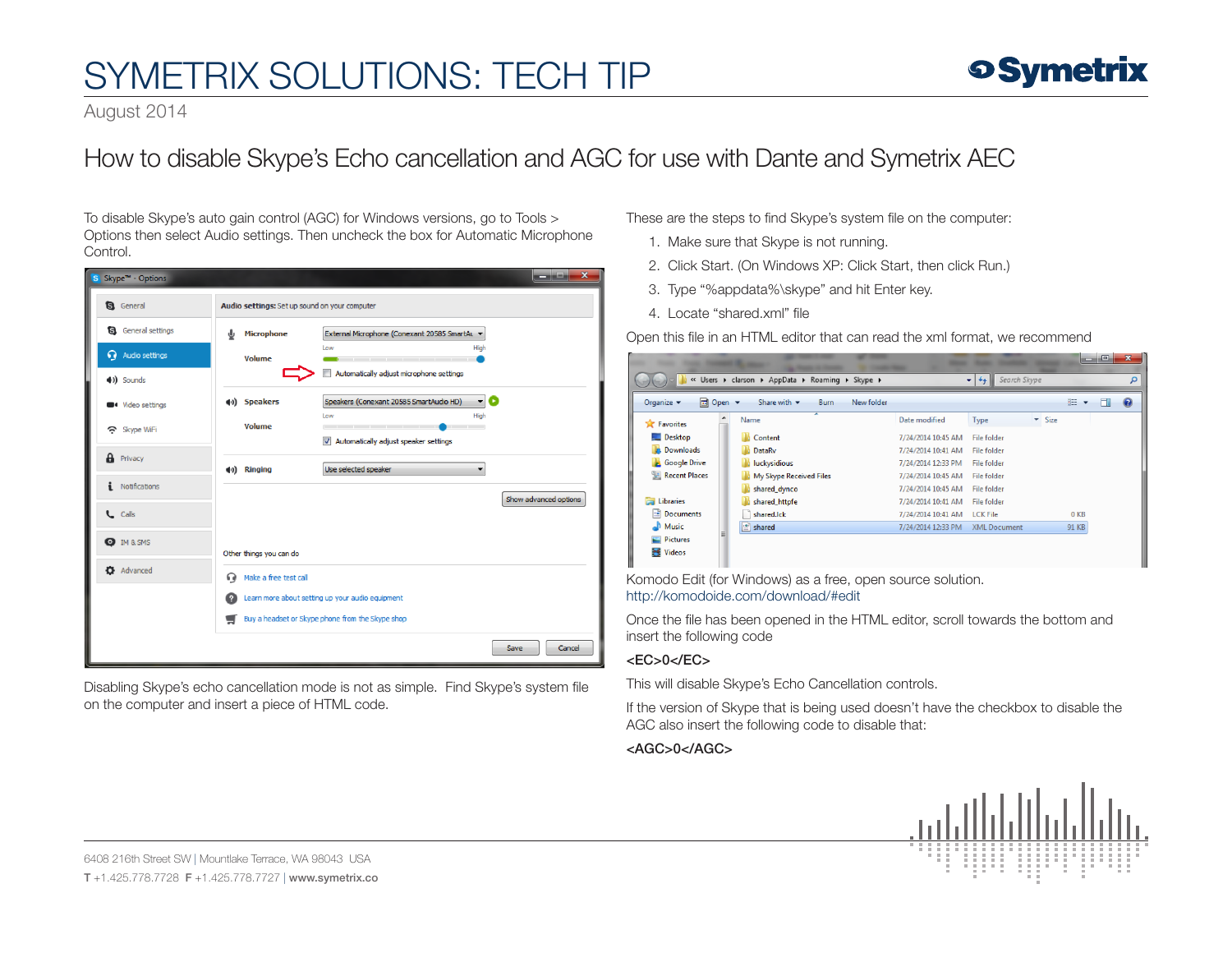# SYMETRIX SOLUTIONS: TECH TIP

August 2014

## How to disable Skype's Echo cancellation and AGC for use with Dante and Symetrix AEC

To disable Skype's auto gain control (AGC) for Windows versions, go to Tools > Options then select Audio settings. Then uncheck the box for Automatic Microphone Control.

Disabling Skype's echo cancellation mode is not as simple. Find Skype's system file on the computer and insert a piece of HTML code.

These are the steps to find Skype's system file on the computer:

1. Make sure that Skype is not running.
2. Click Start. (On Windows XP: Click Start, then click Run.)
3. Type "%appdata%\skype" and hit Enter key.
4. Locate "shared.xml" file

Open this file in an HTML editor that can read the xml format, we recommend Komodo Edit (for Windows) as a free, open source solution.
http://komodoide.com/download/#edit

Once the file has been opened in the HTML editor, scroll towards the bottom and insert the following code

**<EC>0</EC>**

This will disable Skype's Echo Cancellation controls.

If the version of Skype that is being used doesn't have the checkbox to disable the AGC also insert the following code to disable that:

**<AGC>0</AGC>**

6408 216th Street SW | Mountlake Terrace, WA 98043 USA

**T** +1.425.778.7728 **F** +1.425.778.7727 | **www.symetrix.co**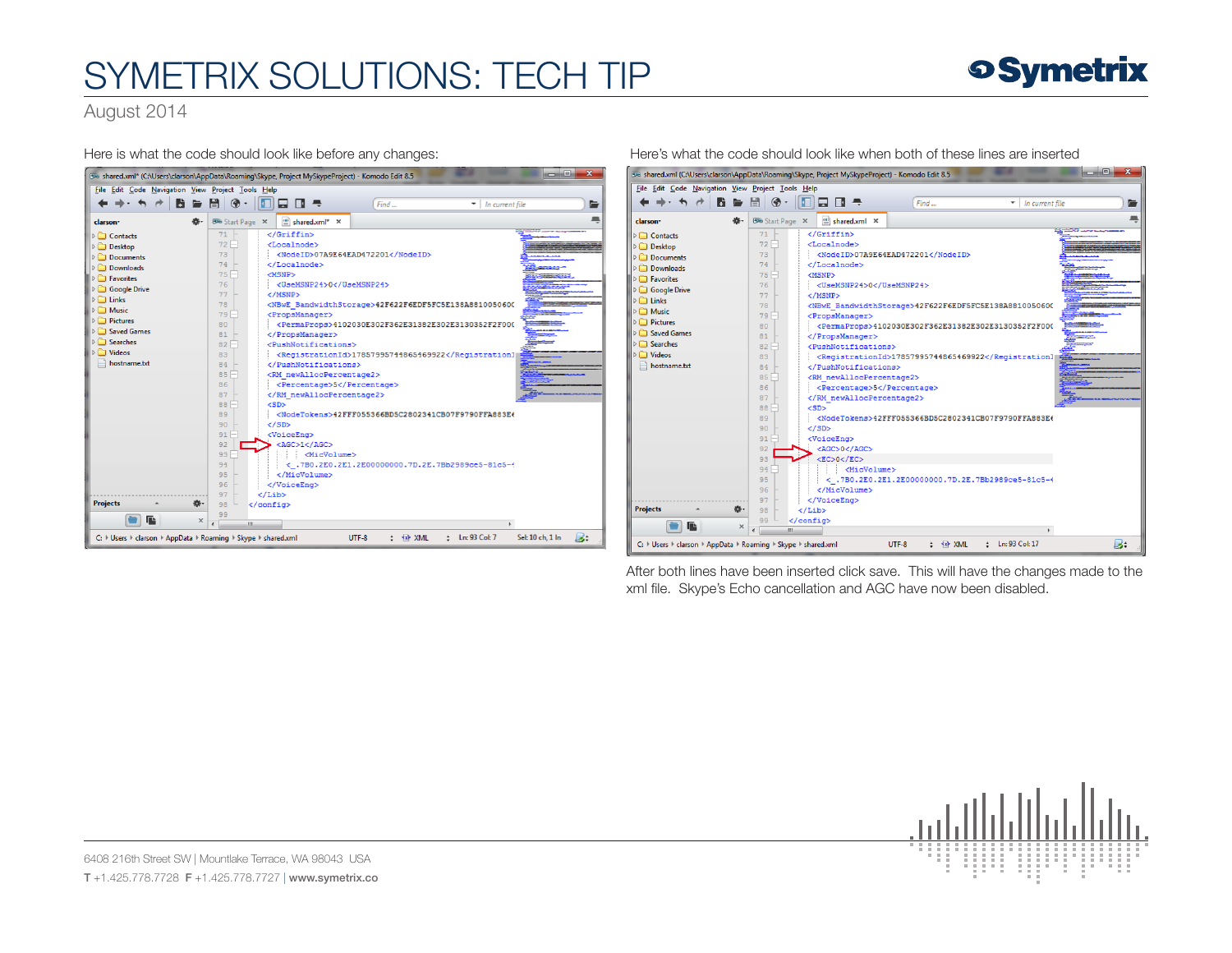# SYMETRIX SOLUTIONS: TECH TIP

August 2014

Here is what the code should look like before any changes:

Here's what the code should look like when both of these lines are inserted

After both lines have been inserted click save. This will have the changes made to the xml file. Skype's Echo cancellation and AGC have now been disabled.

6408 216th Street SW | Mountlake Terrace, WA 98043 USA

**T** +1.425.778.7728 **F** +1.425.778.7727 | **www.symetrix.co**